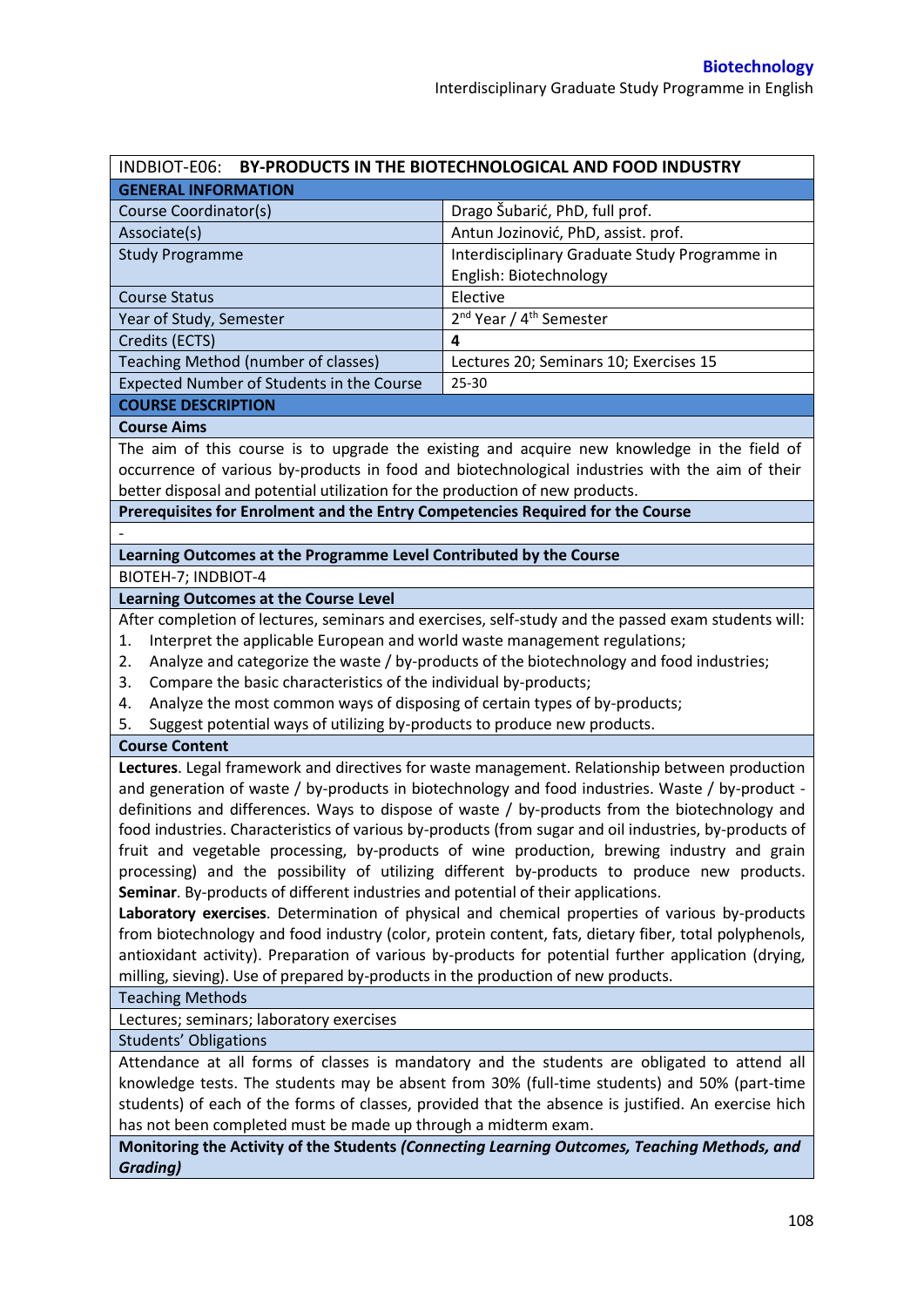| INDBIOT-E06: **BY-PRODUCTS IN THE BIOTECHNOLOGICAL AND FOOD INDUSTRY** | |
|---|---|
| **GENERAL INFORMATION** | |
| Course Coordinator(s) | Drago Šubarić, PhD, full prof. |
| Associate(s) | Antun Jozinović, PhD, assist. prof. |
| Study Programme | Interdisciplinary Graduate Study Programme in English: Biotechnology |
| Course Status | Elective |
| Year of Study, Semester | 2nd Year / 4th Semester |
| Credits (ECTS) | **4** |
| Teaching Method (number of classes) | Lectures 20; Seminars 10; Exercises 15 |
| Expected Number of Students in the Course | 25-30 |

## COURSE DESCRIPTION

### Course Aims

The aim of this course is to upgrade the existing and acquire new knowledge in the field of occurrence of various by-products in food and biotechnological industries with the aim of their better disposal and potential utilization for the production of new products.

### Prerequisites for Enrolment and the Entry Competencies Required for the Course

-

### Learning Outcomes at the Programme Level Contributed by the Course

BIOTEH-7; INDBIOT-4

### Learning Outcomes at the Course Level

After completion of lectures, seminars and exercises, self-study and the passed exam students will:

1. Interpret the applicable European and world waste management regulations;
2. Analyze and categorize the waste / by-products of the biotechnology and food industries;
3. Compare the basic characteristics of the individual by-products;
4. Analyze the most common ways of disposing of certain types of by-products;
5. Suggest potential ways of utilizing by-products to produce new products.

### Course Content

**Lectures**. Legal framework and directives for waste management. Relationship between production and generation of waste / by-products in biotechnology and food industries. Waste / by-product - definitions and differences. Ways to dispose of waste / by-products from the biotechnology and food industries. Characteristics of various by-products (from sugar and oil industries, by-products of fruit and vegetable processing, by-products of wine production, brewing industry and grain processing) and the possibility of utilizing different by-products to produce new products.

**Seminar**. By-products of different industries and potential of their applications.

**Laboratory exercises**. Determination of physical and chemical properties of various by-products from biotechnology and food industry (color, protein content, fats, dietary fiber, total polyphenols, antioxidant activity). Preparation of various by-products for potential further application (drying, milling, sieving). Use of prepared by-products in the production of new products.

### Teaching Methods

Lectures; seminars; laboratory exercises

### Students' Obligations

Attendance at all forms of classes is mandatory and the students are obligated to attend all knowledge tests. The students may be absent from 30% (full-time students) and 50% (part-time students) of each of the forms of classes, provided that the absence is justified. An exercise hich has not been completed must be made up through a midterm exam.

### Monitoring the Activity of the Students *(Connecting Learning Outcomes, Teaching Methods, and Grading)*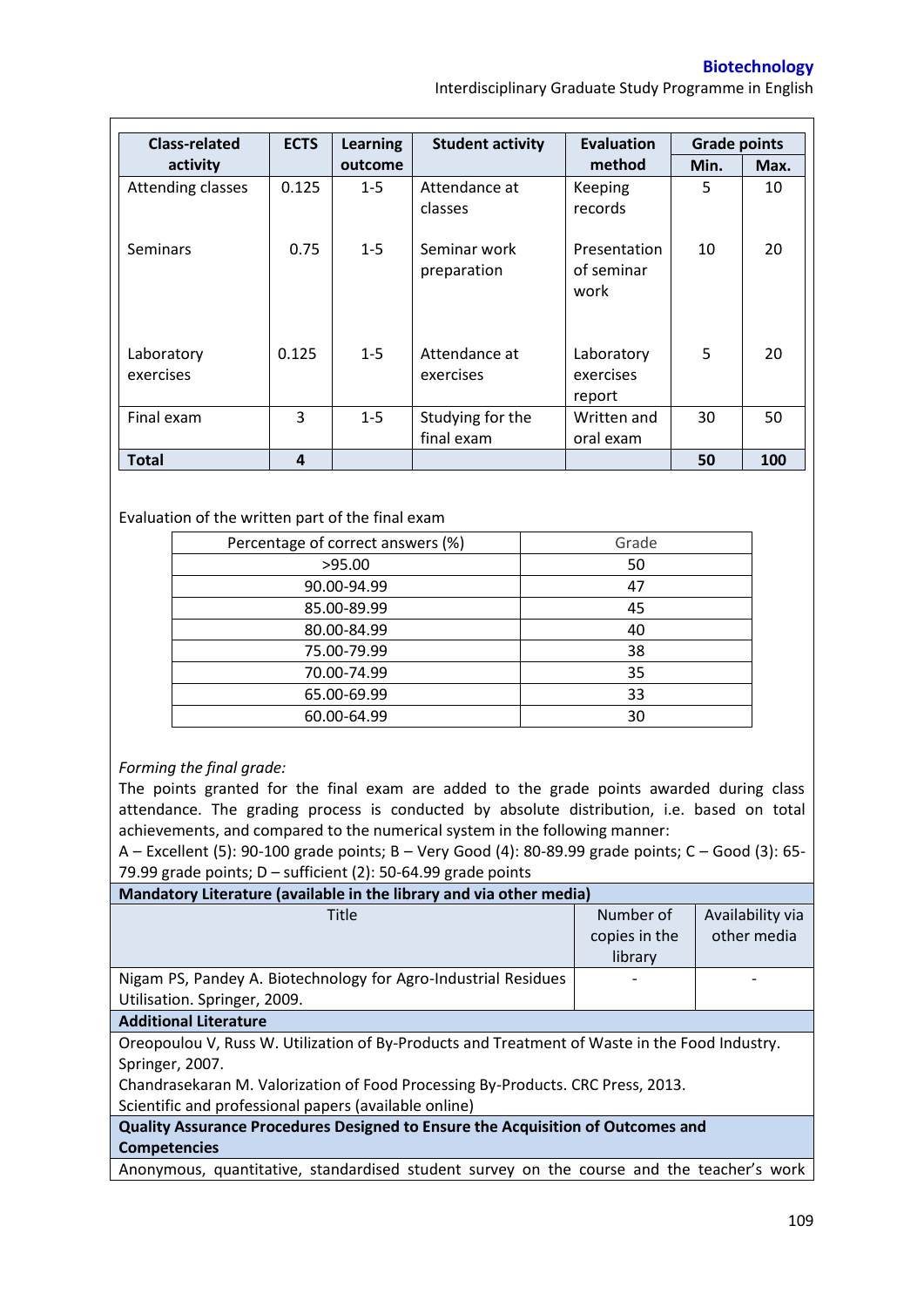| Class-related activity | ECTS | Learning outcome | Student activity | Evaluation method | Grade points | |
|---|---|---|---|---|---|---|
| | | | | | Min. | Max. |
| Attending classes | 0.125 | 1-5 | Attendance at classes | Keeping records | 5 | 10 |
| Seminars | 0.75 | 1-5 | Seminar work preparation | Presentation of seminar work | 10 | 20 |
| Laboratory exercises | 0.125 | 1-5 | Attendance at exercises | Laboratory exercises report | 5 | 20 |
| Final exam | 3 | 1-5 | Studying for the final exam | Written and oral exam | 30 | 50 |
| **Total** | **4** | | | | **50** | **100** |

Evaluation of the written part of the final exam

| Percentage of correct answers (%) | Grade |
|---|---|
| >95.00 | 50 |
| 90.00-94.99 | 47 |
| 85.00-89.99 | 45 |
| 80.00-84.99 | 40 |
| 75.00-79.99 | 38 |
| 70.00-74.99 | 35 |
| 65.00-69.99 | 33 |
| 60.00-64.99 | 30 |

*Forming the final grade:*

The points granted for the final exam are added to the grade points awarded during class attendance. The grading process is conducted by absolute distribution, i.e. based on total achievements, and compared to the numerical system in the following manner:

A – Excellent (5): 90-100 grade points; B – Very Good (4): 80-89.99 grade points; C – Good (3): 65-79.99 grade points; D – sufficient (2): 50-64.99 grade points

**Mandatory Literature (available in the library and via other media)**

| Title | Number of copies in the library | Availability via other media |
|---|---|---|
| Nigam PS, Pandey A. Biotechnology for Agro-Industrial Residues Utilisation. Springer, 2009. | - | - |

**Additional Literature**

Oreopoulou V, Russ W. Utilization of By-Products and Treatment of Waste in the Food Industry. Springer, 2007.

Chandrasekaran M. Valorization of Food Processing By-Products. CRC Press, 2013.

Scientific and professional papers (available online)

**Quality Assurance Procedures Designed to Ensure the Acquisition of Outcomes and Competencies**

Anonymous, quantitative, standardised student survey on the course and the teacher's work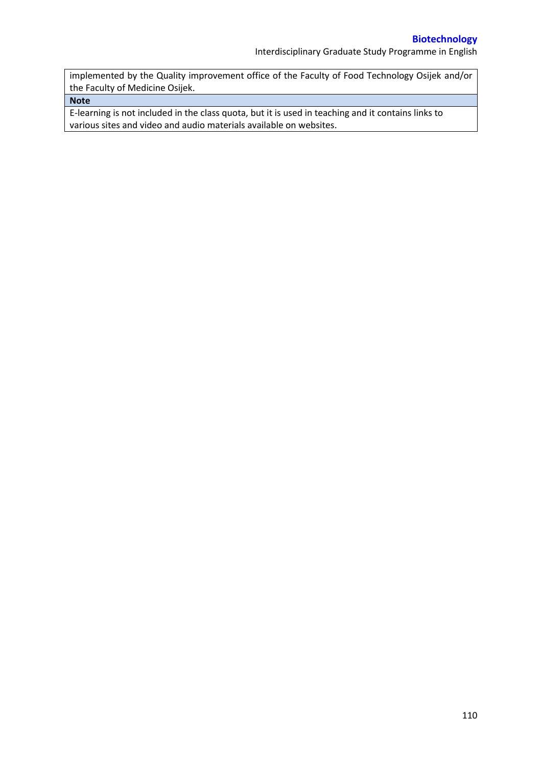| |
|---|
| implemented by the Quality improvement office of the Faculty of Food Technology Osijek and/or the Faculty of Medicine Osijek. |
| **Note** |
| E-learning is not included in the class quota, but it is used in teaching and it contains links to various sites and video and audio materials available on websites. |